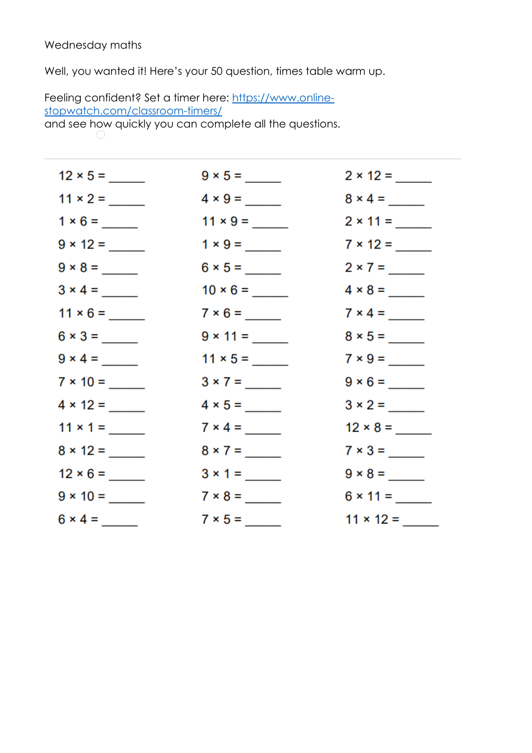Wednesday maths

Well, you wanted it! Here's your 50 question, times table warm up.

Feeling confident? Set a timer here: [https://www.online-stopwatch.com/classroom-timers/](https://www.online-stopwatch.com/classroom-timers/)
and see how quickly you can complete all the questions.

---

| | | |
|---|---|---|
| 12 × 5 = ______ | 9 × 5 = ______ | 2 × 12 = ______ |
| 11 × 2 = ______ | 4 × 9 = ______ | 8 × 4 = ______ |
| 1 × 6 = ______ | 11 × 9 = ______ | 2 × 11 = ______ |
| 9 × 12 = ______ | 1 × 9 = ______ | 7 × 12 = ______ |
| 9 × 8 = ______ | 6 × 5 = ______ | 2 × 7 = ______ |
| 3 × 4 = ______ | 10 × 6 = ______ | 4 × 8 = ______ |
| 11 × 6 = ______ | 7 × 6 = ______ | 7 × 4 = ______ |
| 6 × 3 = ______ | 9 × 11 = ______ | 8 × 5 = ______ |
| 9 × 4 = ______ | 11 × 5 = ______ | 7 × 9 = ______ |
| 7 × 10 = ______ | 3 × 7 = ______ | 9 × 6 = ______ |
| 4 × 12 = ______ | 4 × 5 = ______ | 3 × 2 = ______ |
| 11 × 1 = ______ | 7 × 4 = ______ | 12 × 8 = ______ |
| 8 × 12 = ______ | 8 × 7 = ______ | 7 × 3 = ______ |
| 12 × 6 = ______ | 3 × 1 = ______ | 9 × 8 = ______ |
| 9 × 10 = ______ | 7 × 8 = ______ | 6 × 11 = ______ |
| 6 × 4 = ______ | 7 × 5 = ______ | 11 × 12 = ______ |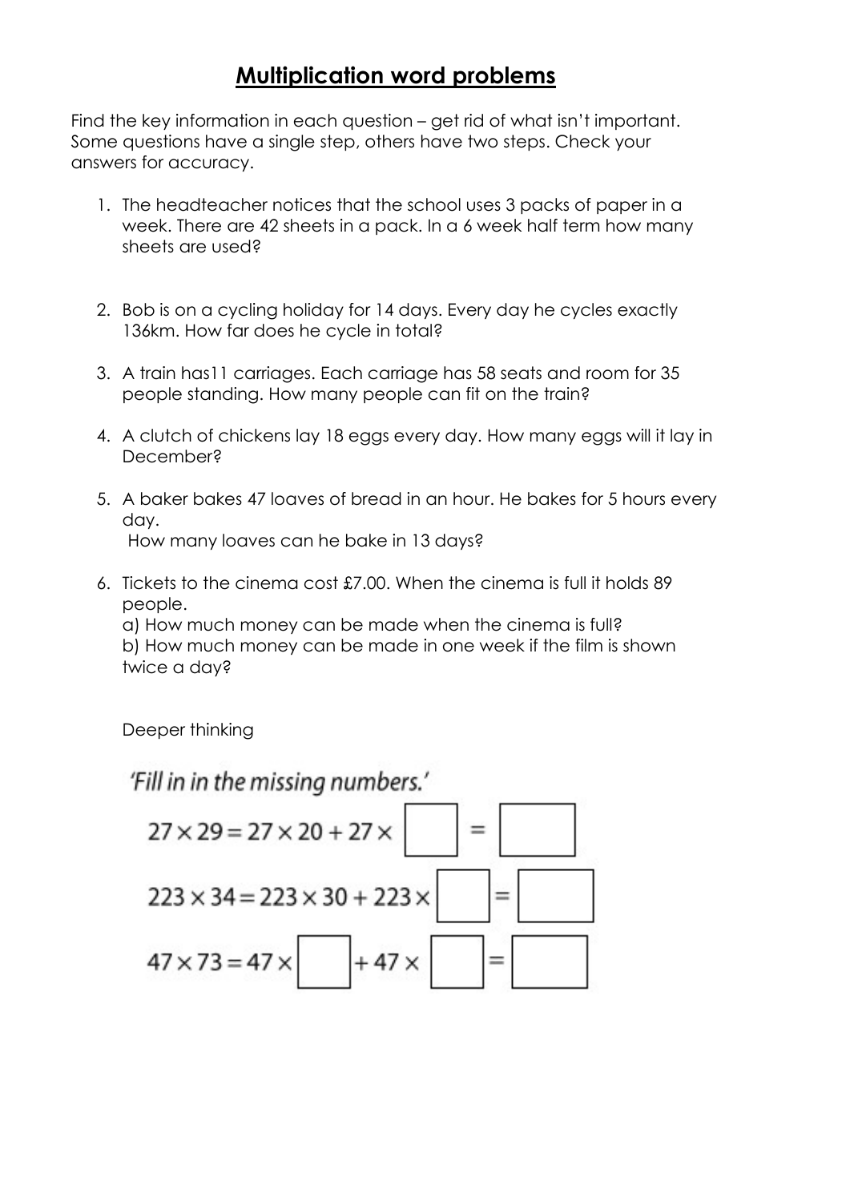# <u>**Multiplication word problems**</u>

Find the key information in each question – get rid of what isn't important. Some questions have a single step, others have two steps. Check your answers for accuracy.

1. The headteacher notices that the school uses 3 packs of paper in a week. There are 42 sheets in a pack. In a 6 week half term how many sheets are used?

2. Bob is on a cycling holiday for 14 days. Every day he cycles exactly 136km. How far does he cycle in total?

3. A train has11 carriages. Each carriage has 58 seats and room for 35 people standing. How many people can fit on the train?

4. A clutch of chickens lay 18 eggs every day. How many eggs will it lay in December?

5. A baker bakes 47 loaves of bread in an hour. He bakes for 5 hours every day.
   How many loaves can he bake in 13 days?

6. Tickets to the cinema cost £7.00. When the cinema is full it holds 89 people.
   a) How much money can be made when the cinema is full?
   b) How much money can be made in one week if the film is shown twice a day?

Deeper thinking

*'Fill in in the missing numbers.'*

$27 \times 29 = 27 \times 20 + 27 \times \square = \square$

$223 \times 34 = 223 \times 30 + 223 \times \square = \square$

$47 \times 73 = 47 \times \square + 47 \times \square = \square$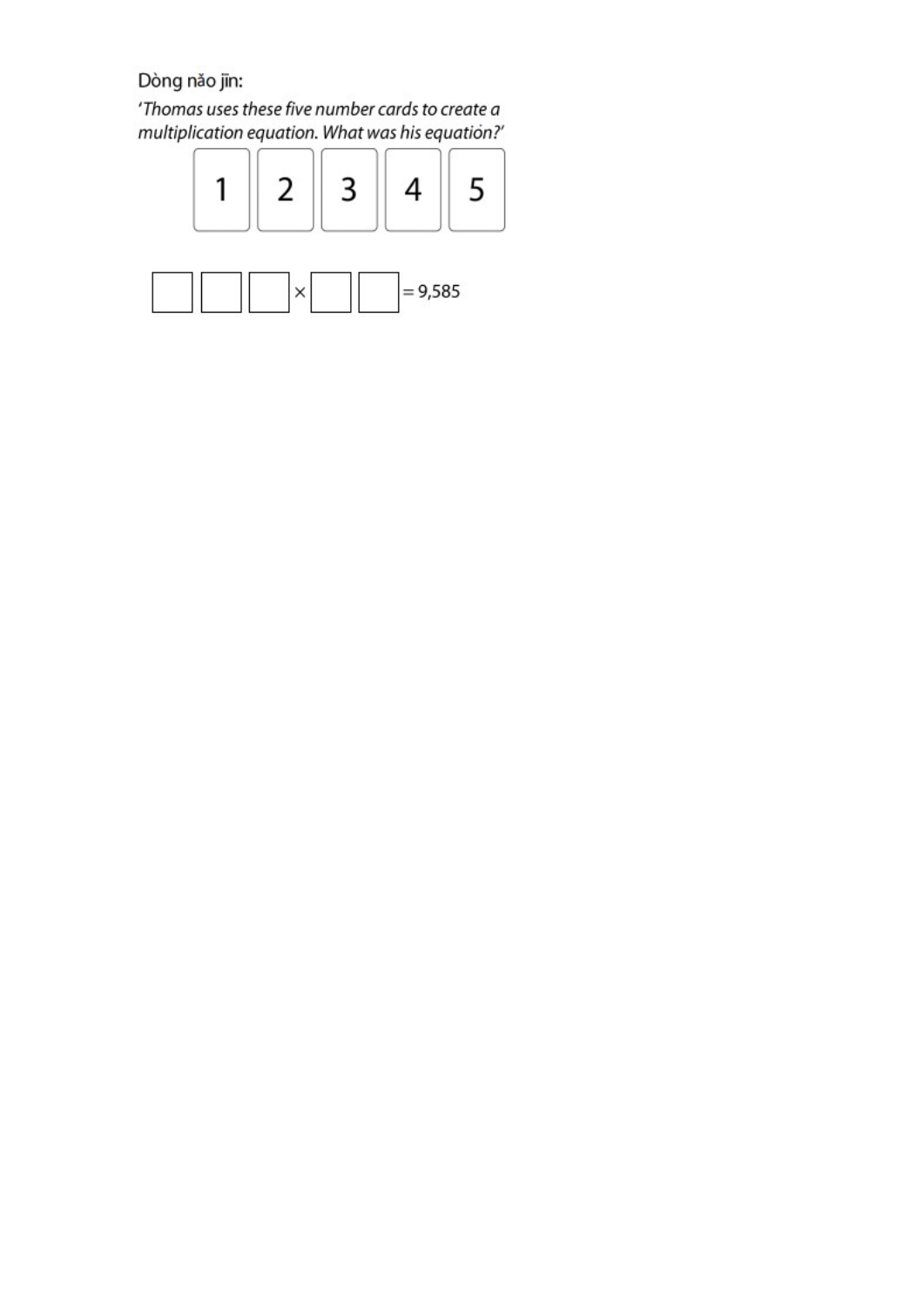Dòng nǎo jīn:

*'Thomas uses these five number cards to create a multiplication equation. What was his equation?'*

| | | | | |
|---|---|---|---|---|
| 1 | 2 | 3 | 4 | 5 |

$\square\square\square \times \square\square = 9{,}585$